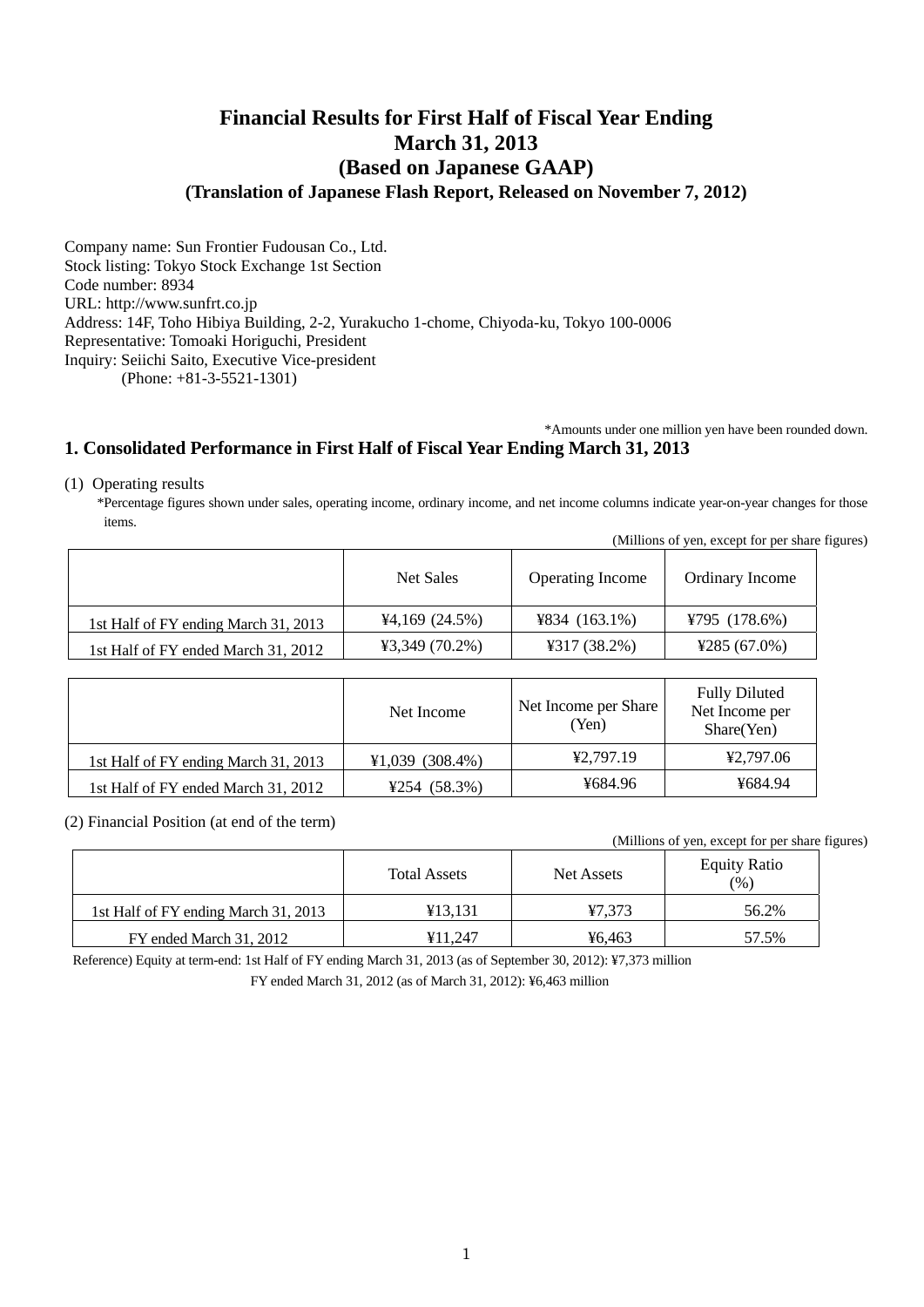# Financial Results for First Half of Fiscal Year Ending March 31, 2013 (Based on Japanese GAAP)

### (Translation of Japanese Flash Report, Released on November 7, 2012)

Company name: Sun Frontier Fudousan Co., Ltd.
Stock listing: Tokyo Stock Exchange 1st Section
Code number: 8934
URL: http://www.sunfrt.co.jp
Address: 14F, Toho Hibiya Building, 2-2, Yurakucho 1-chome, Chiyoda-ku, Tokyo 100-0006
Representative: Tomoaki Horiguchi, President
Inquiry: Seiichi Saito, Executive Vice-president
(Phone: +81-3-5521-1301)

*Amounts under one million yen have been rounded down.

## 1. Consolidated Performance in First Half of Fiscal Year Ending March 31, 2013

(1) Operating results

*Percentage figures shown under sales, operating income, ordinary income, and net income columns indicate year-on-year changes for those items.

(Millions of yen, except for per share figures)

| | Net Sales | Operating Income | Ordinary Income |
|---|---|---|---|
| 1st Half of FY ending March 31, 2013 | ¥4,169 (24.5%) | ¥834 (163.1%) | ¥795 (178.6%) |
| 1st Half of FY ended March 31, 2012 | ¥3,349 (70.2%) | ¥317 (38.2%) | ¥285 (67.0%) |

| | Net Income | Net Income per Share (Yen) | Fully Diluted Net Income per Share(Yen) |
|---|---|---|---|
| 1st Half of FY ending March 31, 2013 | ¥1,039 (308.4%) | ¥2,797.19 | ¥2,797.06 |
| 1st Half of FY ended March 31, 2012 | ¥254 (58.3%) | ¥684.96 | ¥684.94 |

(2) Financial Position (at end of the term)

(Millions of yen, except for per share figures)

| | Total Assets | Net Assets | Equity Ratio (%) |
|---|---|---|---|
| 1st Half of FY ending March 31, 2013 | ¥13,131 | ¥7,373 | 56.2% |
| FY ended March 31, 2012 | ¥11,247 | ¥6,463 | 57.5% |

Reference) Equity at term-end: 1st Half of FY ending March 31, 2013 (as of September 30, 2012): ¥7,373 million
FY ended March 31, 2012 (as of March 31, 2012): ¥6,463 million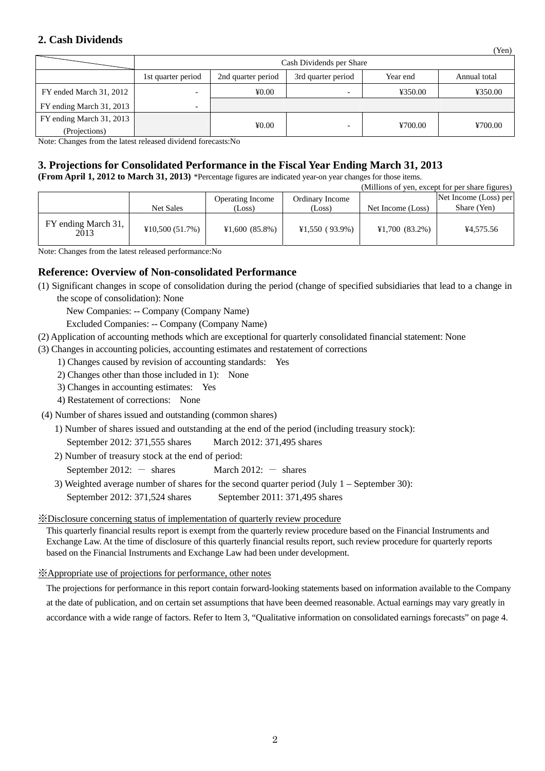## 2. Cash Dividends

(Yen)

| | Cash Dividends per Share | | | | |
|---|---|---|---|---|---|
| | 1st quarter period | 2nd quarter period | 3rd quarter period | Year end | Annual total |
| FY ended March 31, 2012 | - | ¥0.00 | - | ¥350.00 | ¥350.00 |
| FY ending March 31, 2013 | - | | | | |
| FY ending March 31, 2013 (Projections) | | ¥0.00 | - | ¥700.00 | ¥700.00 |

Note: Changes from the latest released dividend forecasts:No

## 3. Projections for Consolidated Performance in the Fiscal Year Ending March 31, 2013

**(From April 1, 2012 to March 31, 2013)** *Percentage figures are indicated year-on year changes for those items.

(Millions of yen, except for per share figures)

| | Net Sales | Operating Income (Loss) | Ordinary Income (Loss) | Net Income (Loss) | Net Income (Loss) per Share (Yen) |
|---|---|---|---|---|---|
| FY ending March 31, 2013 | ¥10,500 (51.7%) | ¥1,600 (85.8%) | ¥1,550 ( 93.9%) | ¥1,700 (83.2%) | ¥4,575.56 |

Note: Changes from the latest released performance:No

## Reference: Overview of Non-consolidated Performance

(1) Significant changes in scope of consolidation during the period (change of specified subsidiaries that lead to a change in the scope of consolidation): None

New Companies: -- Company (Company Name)

Excluded Companies: -- Company (Company Name)

(2) Application of accounting methods which are exceptional for quarterly consolidated financial statement: None

(3) Changes in accounting policies, accounting estimates and restatement of corrections

1) Changes caused by revision of accounting standards: Yes

2) Changes other than those included in 1): None

3) Changes in accounting estimates: Yes

4) Restatement of corrections: None

(4) Number of shares issued and outstanding (common shares)

1) Number of shares issued and outstanding at the end of the period (including treasury stock):

September 2012: 371,555 shares March 2012: 371,495 shares

2) Number of treasury stock at the end of period:

September 2012: － shares March 2012: － shares

3) Weighted average number of shares for the second quarter period (July 1 – September 30):

September 2012: 371,524 shares September 2011: 371,495 shares

※Disclosure concerning status of implementation of quarterly review procedure

This quarterly financial results report is exempt from the quarterly review procedure based on the Financial Instruments and Exchange Law. At the time of disclosure of this quarterly financial results report, such review procedure for quarterly reports based on the Financial Instruments and Exchange Law had been under development.

※Appropriate use of projections for performance, other notes

The projections for performance in this report contain forward-looking statements based on information available to the Company at the date of publication, and on certain set assumptions that have been deemed reasonable. Actual earnings may vary greatly in accordance with a wide range of factors. Refer to Item 3, "Qualitative information on consolidated earnings forecasts" on page 4.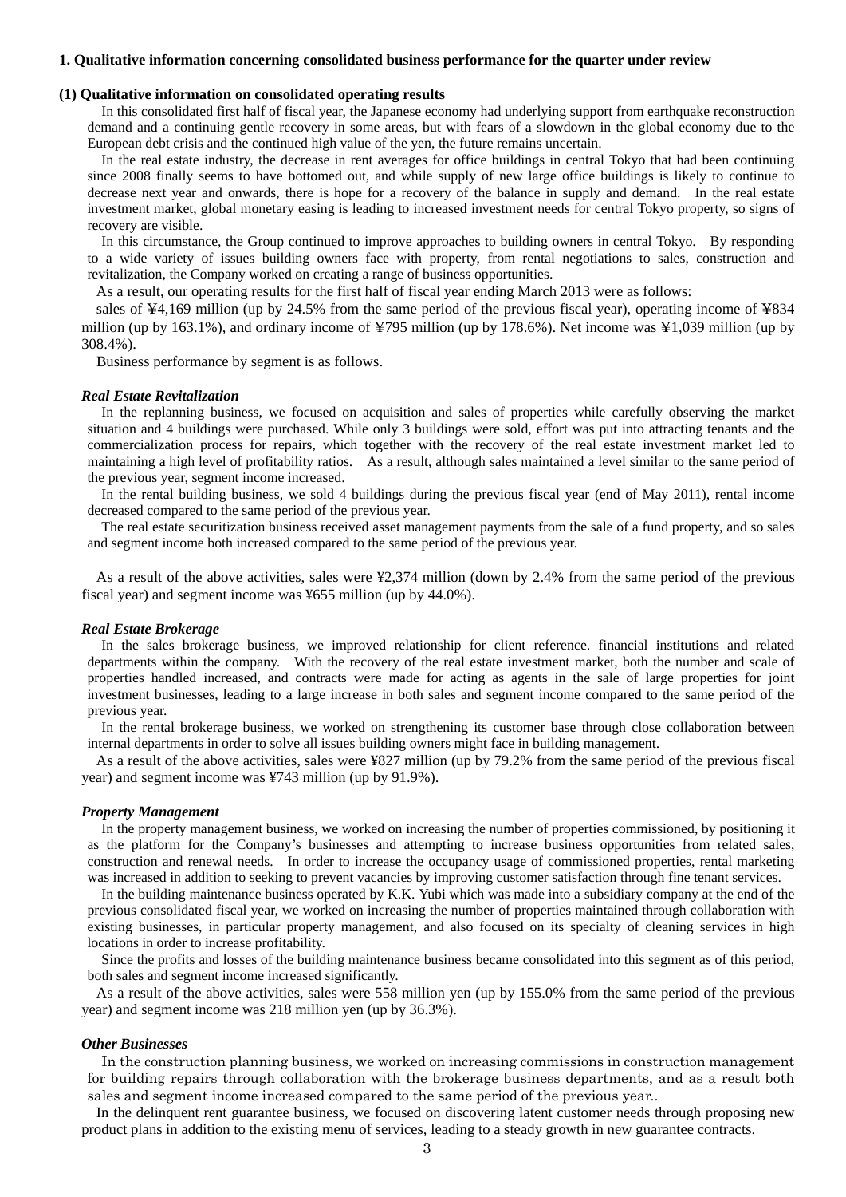## 1. Qualitative information concerning consolidated business performance for the quarter under review

### (1) Qualitative information on consolidated operating results

In this consolidated first half of fiscal year, the Japanese economy had underlying support from earthquake reconstruction demand and a continuing gentle recovery in some areas, but with fears of a slowdown in the global economy due to the European debt crisis and the continued high value of the yen, the future remains uncertain.

In the real estate industry, the decrease in rent averages for office buildings in central Tokyo that had been continuing since 2008 finally seems to have bottomed out, and while supply of new large office buildings is likely to continue to decrease next year and onwards, there is hope for a recovery of the balance in supply and demand. In the real estate investment market, global monetary easing is leading to increased investment needs for central Tokyo property, so signs of recovery are visible.

In this circumstance, the Group continued to improve approaches to building owners in central Tokyo. By responding to a wide variety of issues building owners face with property, from rental negotiations to sales, construction and revitalization, the Company worked on creating a range of business opportunities.

As a result, our operating results for the first half of fiscal year ending March 2013 were as follows:

sales of ¥4,169 million (up by 24.5% from the same period of the previous fiscal year), operating income of ¥834 million (up by 163.1%), and ordinary income of ¥795 million (up by 178.6%). Net income was ¥1,039 million (up by 308.4%).

Business performance by segment is as follows.

#### *Real Estate Revitalization*

In the replanning business, we focused on acquisition and sales of properties while carefully observing the market situation and 4 buildings were purchased. While only 3 buildings were sold, effort was put into attracting tenants and the commercialization process for repairs, which together with the recovery of the real estate investment market led to maintaining a high level of profitability ratios. As a result, although sales maintained a level similar to the same period of the previous year, segment income increased.

In the rental building business, we sold 4 buildings during the previous fiscal year (end of May 2011), rental income decreased compared to the same period of the previous year.

The real estate securitization business received asset management payments from the sale of a fund property, and so sales and segment income both increased compared to the same period of the previous year.

As a result of the above activities, sales were ¥2,374 million (down by 2.4% from the same period of the previous fiscal year) and segment income was ¥655 million (up by 44.0%).

#### *Real Estate Brokerage*

In the sales brokerage business, we improved relationship for client reference. financial institutions and related departments within the company. With the recovery of the real estate investment market, both the number and scale of properties handled increased, and contracts were made for acting as agents in the sale of large properties for joint investment businesses, leading to a large increase in both sales and segment income compared to the same period of the previous year.

In the rental brokerage business, we worked on strengthening its customer base through close collaboration between internal departments in order to solve all issues building owners might face in building management.

As a result of the above activities, sales were ¥827 million (up by 79.2% from the same period of the previous fiscal year) and segment income was ¥743 million (up by 91.9%).

#### *Property Management*

In the property management business, we worked on increasing the number of properties commissioned, by positioning it as the platform for the Company's businesses and attempting to increase business opportunities from related sales, construction and renewal needs. In order to increase the occupancy usage of commissioned properties, rental marketing was increased in addition to seeking to prevent vacancies by improving customer satisfaction through fine tenant services.

In the building maintenance business operated by K.K. Yubi which was made into a subsidiary company at the end of the previous consolidated fiscal year, we worked on increasing the number of properties maintained through collaboration with existing businesses, in particular property management, and also focused on its specialty of cleaning services in high locations in order to increase profitability.

Since the profits and losses of the building maintenance business became consolidated into this segment as of this period, both sales and segment income increased significantly.

As a result of the above activities, sales were 558 million yen (up by 155.0% from the same period of the previous year) and segment income was 218 million yen (up by 36.3%).

#### *Other Businesses*

In the construction planning business, we worked on increasing commissions in construction management for building repairs through collaboration with the brokerage business departments, and as a result both sales and segment income increased compared to the same period of the previous year..

In the delinquent rent guarantee business, we focused on discovering latent customer needs through proposing new product plans in addition to the existing menu of services, leading to a steady growth in new guarantee contracts.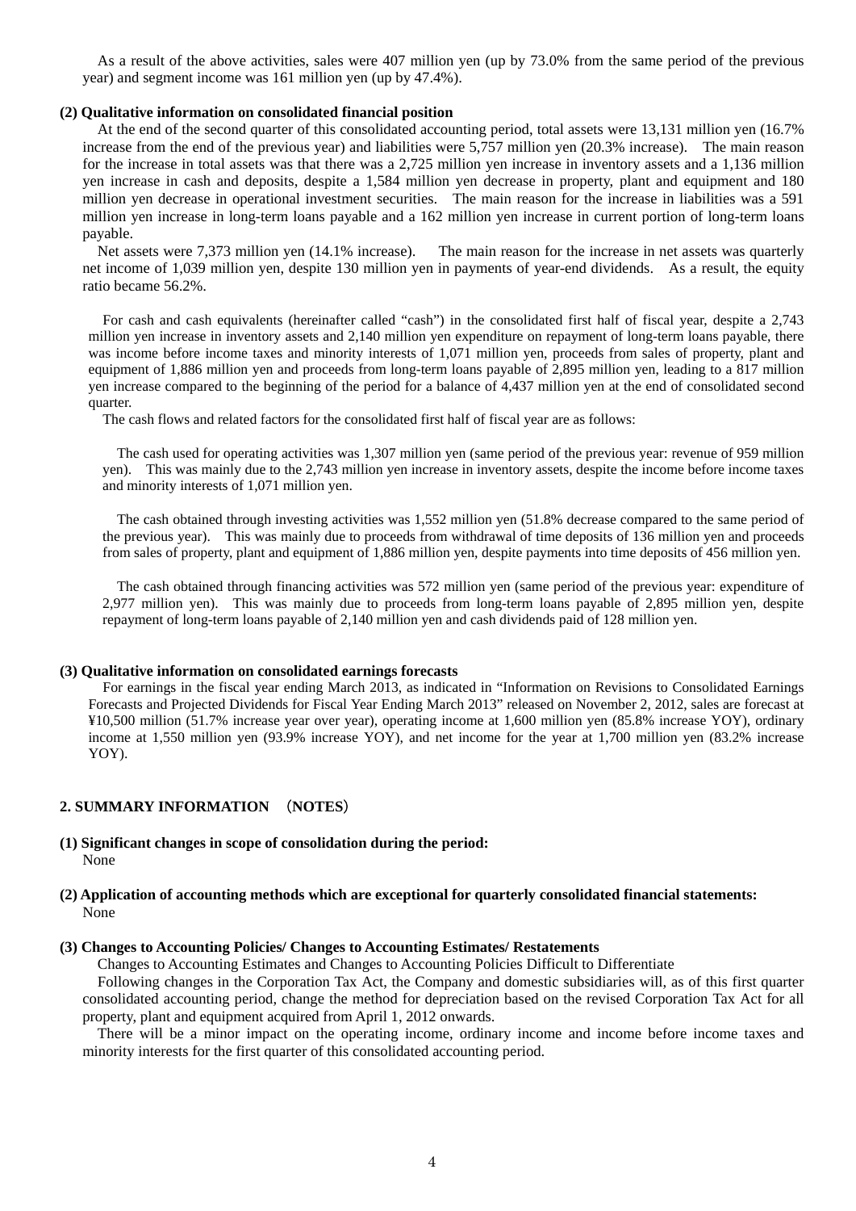As a result of the above activities, sales were 407 million yen (up by 73.0% from the same period of the previous year) and segment income was 161 million yen (up by 47.4%).

**(2) Qualitative information on consolidated financial position**

At the end of the second quarter of this consolidated accounting period, total assets were 13,131 million yen (16.7% increase from the end of the previous year) and liabilities were 5,757 million yen (20.3% increase). The main reason for the increase in total assets was that there was a 2,725 million yen increase in inventory assets and a 1,136 million yen increase in cash and deposits, despite a 1,584 million yen decrease in property, plant and equipment and 180 million yen decrease in operational investment securities. The main reason for the increase in liabilities was a 591 million yen increase in long-term loans payable and a 162 million yen increase in current portion of long-term loans payable.

Net assets were 7,373 million yen (14.1% increase). The main reason for the increase in net assets was quarterly net income of 1,039 million yen, despite 130 million yen in payments of year-end dividends. As a result, the equity ratio became 56.2%.

For cash and cash equivalents (hereinafter called "cash") in the consolidated first half of fiscal year, despite a 2,743 million yen increase in inventory assets and 2,140 million yen expenditure on repayment of long-term loans payable, there was income before income taxes and minority interests of 1,071 million yen, proceeds from sales of property, plant and equipment of 1,886 million yen and proceeds from long-term loans payable of 2,895 million yen, leading to a 817 million yen increase compared to the beginning of the period for a balance of 4,437 million yen at the end of consolidated second quarter.

The cash flows and related factors for the consolidated first half of fiscal year are as follows:

The cash used for operating activities was 1,307 million yen (same period of the previous year: revenue of 959 million yen). This was mainly due to the 2,743 million yen increase in inventory assets, despite the income before income taxes and minority interests of 1,071 million yen.

The cash obtained through investing activities was 1,552 million yen (51.8% decrease compared to the same period of the previous year). This was mainly due to proceeds from withdrawal of time deposits of 136 million yen and proceeds from sales of property, plant and equipment of 1,886 million yen, despite payments into time deposits of 456 million yen.

The cash obtained through financing activities was 572 million yen (same period of the previous year: expenditure of 2,977 million yen). This was mainly due to proceeds from long-term loans payable of 2,895 million yen, despite repayment of long-term loans payable of 2,140 million yen and cash dividends paid of 128 million yen.

**(3) Qualitative information on consolidated earnings forecasts**

For earnings in the fiscal year ending March 2013, as indicated in "Information on Revisions to Consolidated Earnings Forecasts and Projected Dividends for Fiscal Year Ending March 2013" released on November 2, 2012, sales are forecast at ¥10,500 million (51.7% increase year over year), operating income at 1,600 million yen (85.8% increase YOY), ordinary income at 1,550 million yen (93.9% increase YOY), and net income for the year at 1,700 million yen (83.2% increase YOY).

## 2. SUMMARY INFORMATION （NOTES）

**(1) Significant changes in scope of consolidation during the period:**

None

**(2) Application of accounting methods which are exceptional for quarterly consolidated financial statements:**

None

**(3) Changes to Accounting Policies/ Changes to Accounting Estimates/ Restatements**

Changes to Accounting Estimates and Changes to Accounting Policies Difficult to Differentiate

Following changes in the Corporation Tax Act, the Company and domestic subsidiaries will, as of this first quarter consolidated accounting period, change the method for depreciation based on the revised Corporation Tax Act for all property, plant and equipment acquired from April 1, 2012 onwards.

There will be a minor impact on the operating income, ordinary income and income before income taxes and minority interests for the first quarter of this consolidated accounting period.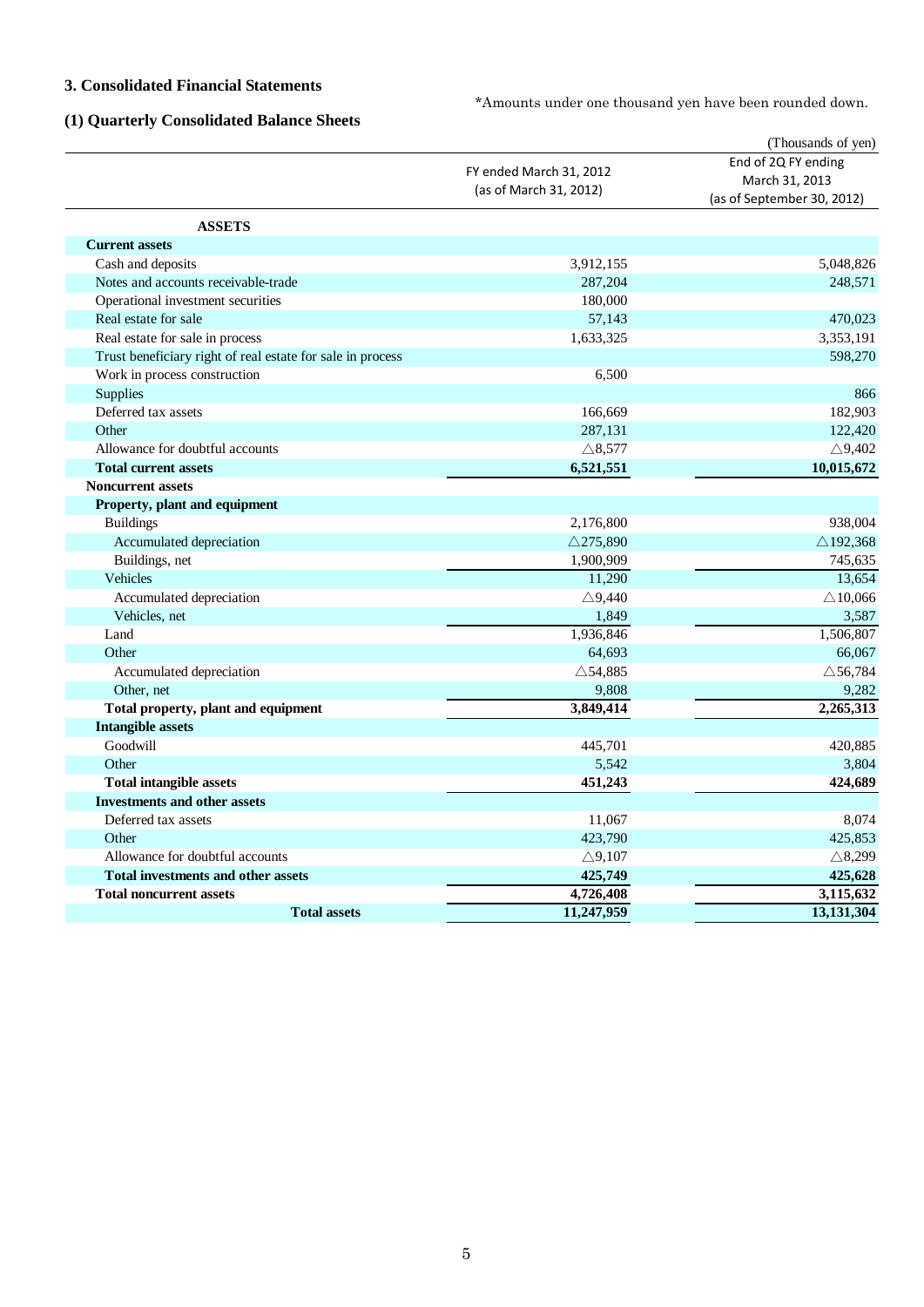## 3. Consolidated Financial Statements

*Amounts under one thousand yen have been rounded down.

### (1) Quarterly Consolidated Balance Sheets

(Thousands of yen)

| | FY ended March 31, 2012 (as of March 31, 2012) | End of 2Q FY ending March 31, 2013 (as of September 30, 2012) |
|---|---|---|
| **ASSETS** | | |
| **Current assets** | | |
| Cash and deposits | 3,912,155 | 5,048,826 |
| Notes and accounts receivable-trade | 287,204 | 248,571 |
| Operational investment securities | 180,000 | |
| Real estate for sale | 57,143 | 470,023 |
| Real estate for sale in process | 1,633,325 | 3,353,191 |
| Trust beneficiary right of real estate for sale in process | | 598,270 |
| Work in process construction | 6,500 | |
| Supplies | | 866 |
| Deferred tax assets | 166,669 | 182,903 |
| Other | 287,131 | 122,420 |
| Allowance for doubtful accounts | △8,577 | △9,402 |
| **Total current assets** | **6,521,551** | **10,015,672** |
| **Noncurrent assets** | | |
| **Property, plant and equipment** | | |
| Buildings | 2,176,800 | 938,004 |
| Accumulated depreciation | △275,890 | △192,368 |
| Buildings, net | 1,900,909 | 745,635 |
| Vehicles | 11,290 | 13,654 |
| Accumulated depreciation | △9,440 | △10,066 |
| Vehicles, net | 1,849 | 3,587 |
| Land | 1,936,846 | 1,506,807 |
| Other | 64,693 | 66,067 |
| Accumulated depreciation | △54,885 | △56,784 |
| Other, net | 9,808 | 9,282 |
| **Total property, plant and equipment** | **3,849,414** | **2,265,313** |
| **Intangible assets** | | |
| Goodwill | 445,701 | 420,885 |
| Other | 5,542 | 3,804 |
| **Total intangible assets** | **451,243** | **424,689** |
| **Investments and other assets** | | |
| Deferred tax assets | 11,067 | 8,074 |
| Other | 423,790 | 425,853 |
| Allowance for doubtful accounts | △9,107 | △8,299 |
| **Total investments and other assets** | **425,749** | **425,628** |
| **Total noncurrent assets** | **4,726,408** | **3,115,632** |
| **Total assets** | **11,247,959** | **13,131,304** |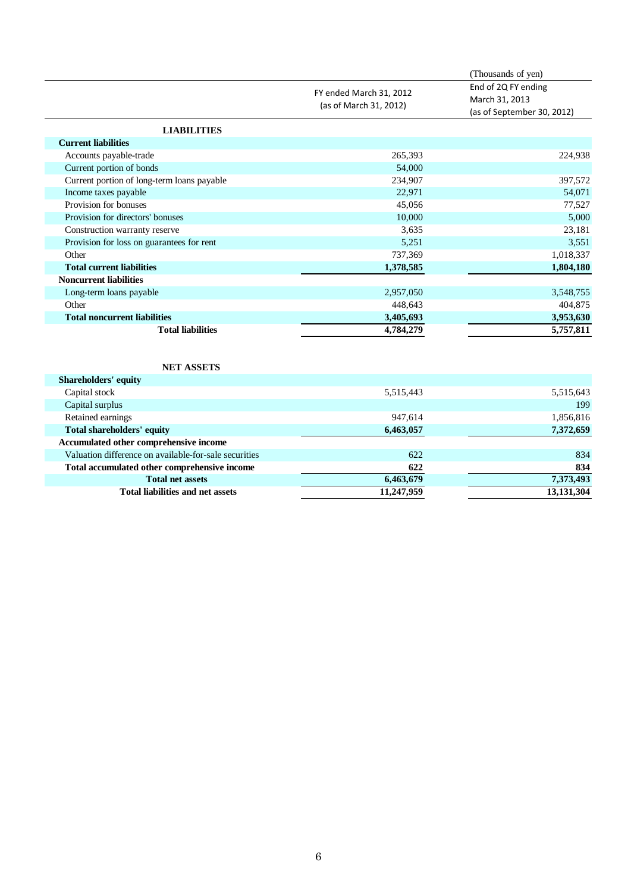(Thousands of yen)

| | FY ended March 31, 2012 (as of March 31, 2012) | End of 2Q FY ending March 31, 2013 (as of September 30, 2012) |
|---|---|---|
| **LIABILITIES** | | |
| **Current liabilities** | | |
| Accounts payable-trade | 265,393 | 224,938 |
| Current portion of bonds | 54,000 | |
| Current portion of long-term loans payable | 234,907 | 397,572 |
| Income taxes payable | 22,971 | 54,071 |
| Provision for bonuses | 45,056 | 77,527 |
| Provision for directors' bonuses | 10,000 | 5,000 |
| Construction warranty reserve | 3,635 | 23,181 |
| Provision for loss on guarantees for rent | 5,251 | 3,551 |
| Other | 737,369 | 1,018,337 |
| **Total current liabilities** | **1,378,585** | **1,804,180** |
| **Noncurrent liabilities** | | |
| Long-term loans payable | 2,957,050 | 3,548,755 |
| Other | 448,643 | 404,875 |
| **Total noncurrent liabilities** | **3,405,693** | **3,953,630** |
| **Total liabilities** | **4,784,279** | **5,757,811** |
| **NET ASSETS** | | |
| **Shareholders' equity** | | |
| Capital stock | 5,515,443 | 5,515,643 |
| Capital surplus | | 199 |
| Retained earnings | 947,614 | 1,856,816 |
| **Total shareholders' equity** | **6,463,057** | **7,372,659** |
| **Accumulated other comprehensive income** | | |
| Valuation difference on available-for-sale securities | 622 | 834 |
| **Total accumulated other comprehensive income** | **622** | **834** |
| **Total net assets** | **6,463,679** | **7,373,493** |
| **Total liabilities and net assets** | **11,247,959** | **13,131,304** |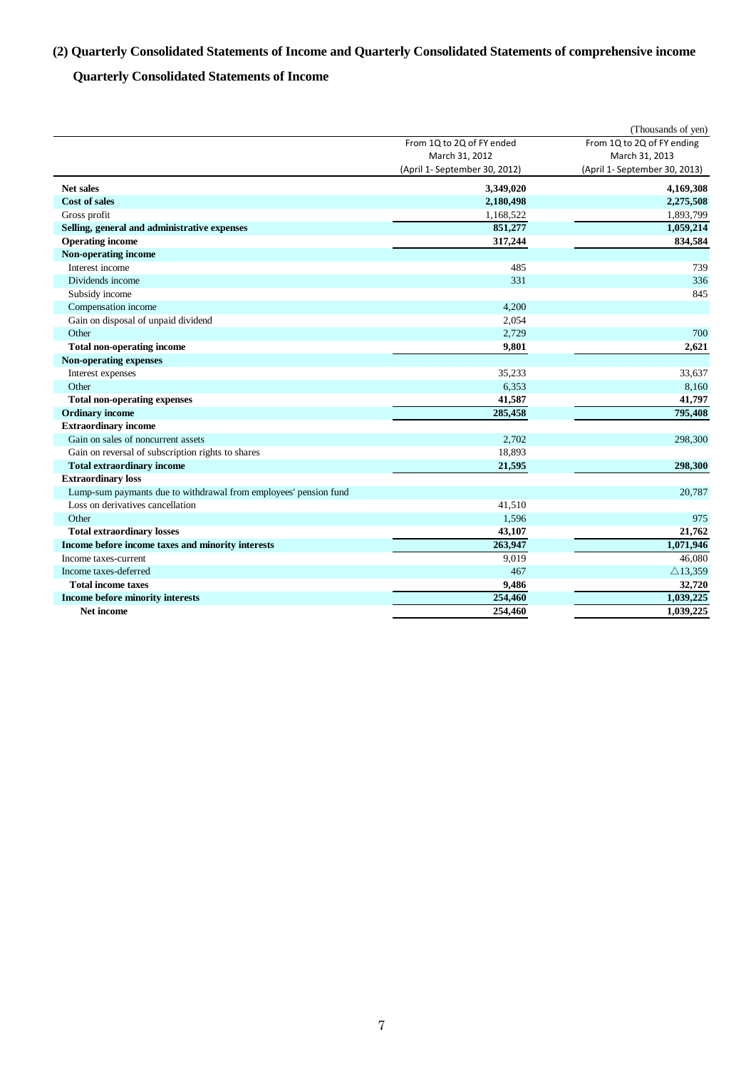## (2) Quarterly Consolidated Statements of Income and Quarterly Consolidated Statements of comprehensive income

### Quarterly Consolidated Statements of Income

(Thousands of yen)

| | From 1Q to 2Q of FY ended March 31, 2012 (April 1- September 30, 2012) | From 1Q to 2Q of FY ending March 31, 2013 (April 1- September 30, 2013) |
|---|---|---|
| **Net sales** | **3,349,020** | **4,169,308** |
| **Cost of sales** | **2,180,498** | **2,275,508** |
| Gross profit | 1,168,522 | 1,893,799 |
| **Selling, general and administrative expenses** | **851,277** | **1,059,214** |
| **Operating income** | **317,244** | **834,584** |
| **Non-operating income** | | |
| Interest income | 485 | 739 |
| Dividends income | 331 | 336 |
| Subsidy income | | 845 |
| Compensation income | 4,200 | |
| Gain on disposal of unpaid dividend | 2,054 | |
| Other | 2,729 | 700 |
| **Total non-operating income** | **9,801** | **2,621** |
| **Non-operating expenses** | | |
| Interest expenses | 35,233 | 33,637 |
| Other | 6,353 | 8,160 |
| **Total non-operating expenses** | **41,587** | **41,797** |
| **Ordinary income** | **285,458** | **795,408** |
| **Extraordinary income** | | |
| Gain on sales of noncurrent assets | 2,702 | 298,300 |
| Gain on reversal of subscription rights to shares | 18,893 | |
| **Total extraordinary income** | **21,595** | **298,300** |
| **Extraordinary loss** | | |
| Lump-sum paymants due to withdrawal from employees' pension fund | | 20,787 |
| Loss on derivatives cancellation | 41,510 | |
| Other | 1,596 | 975 |
| **Total extraordinary losses** | **43,107** | **21,762** |
| **Income before income taxes and minority interests** | **263,947** | **1,071,946** |
| Income taxes-current | 9,019 | 46,080 |
| Income taxes-deferred | 467 | △13,359 |
| **Total income taxes** | **9,486** | **32,720** |
| **Income before minority interests** | **254,460** | **1,039,225** |
| **Net income** | **254,460** | **1,039,225** |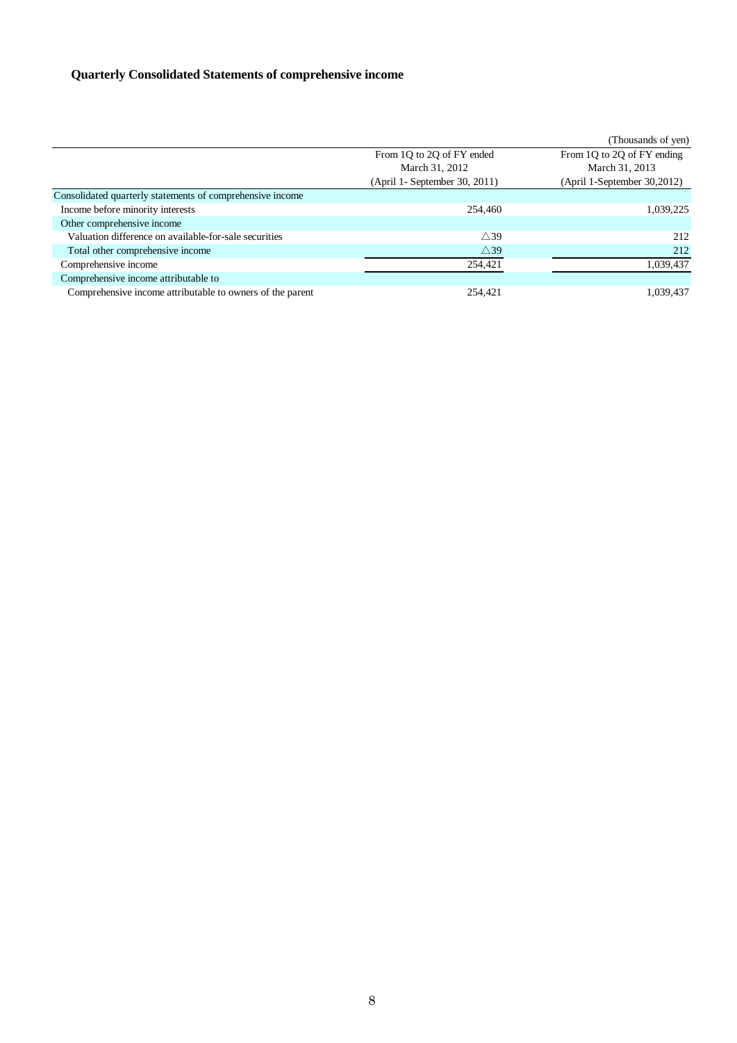## Quarterly Consolidated Statements of comprehensive income

(Thousands of yen)

| | From 1Q to 2Q of FY ended March 31, 2012 (April 1- September 30, 2011) | From 1Q to 2Q of FY ending March 31, 2013 (April 1-September 30,2012) |
|---|---|---|
| Consolidated quarterly statements of comprehensive income | | |
| Income before minority interests | 254,460 | 1,039,225 |
| Other comprehensive income | | |
| Valuation difference on available-for-sale securities | △39 | 212 |
| Total other comprehensive income | △39 | 212 |
| Comprehensive income | 254,421 | 1,039,437 |
| Comprehensive income attributable to | | |
| Comprehensive income attributable to owners of the parent | 254,421 | 1,039,437 |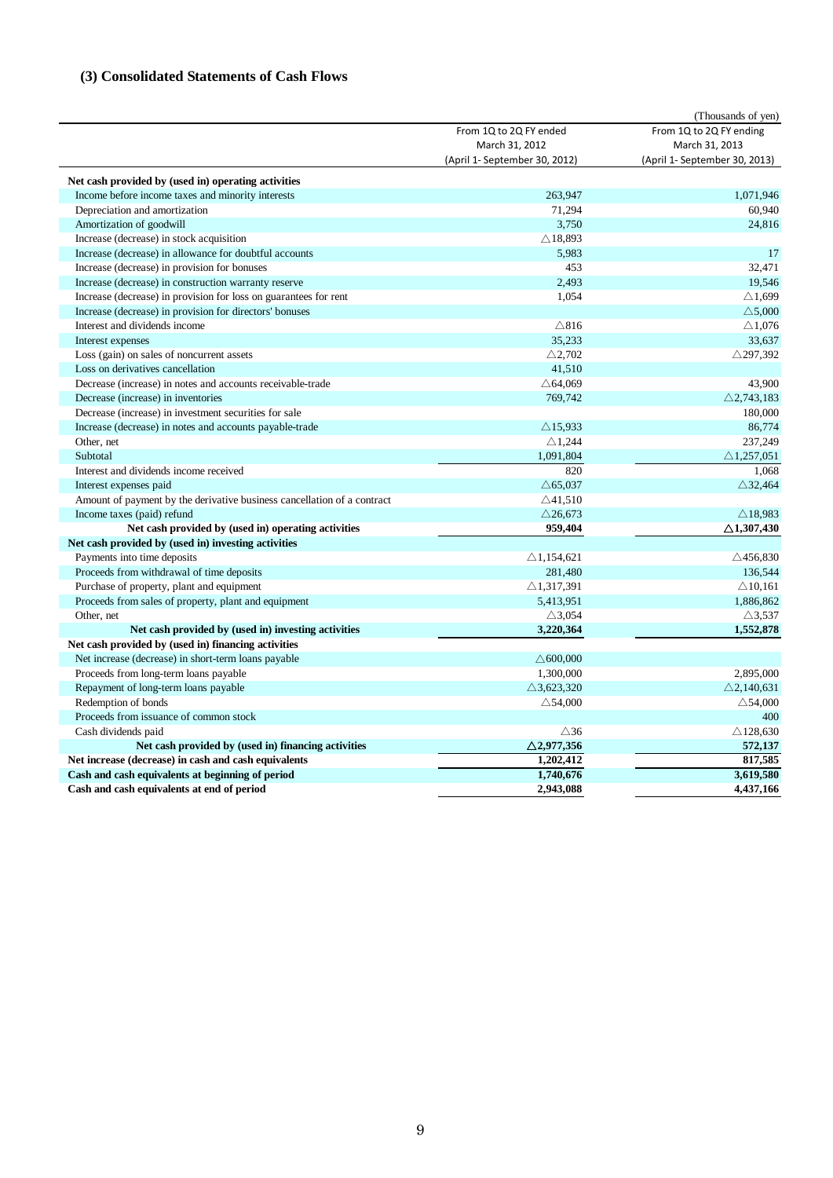### (3) Consolidated Statements of Cash Flows

(Thousands of yen)

| | From 1Q to 2Q FY ended March 31, 2012 (April 1- September 30, 2012) | From 1Q to 2Q FY ending March 31, 2013 (April 1- September 30, 2013) |
|---|---|---|
| **Net cash provided by (used in) operating activities** | | |
| Income before income taxes and minority interests | 263,947 | 1,071,946 |
| Depreciation and amortization | 71,294 | 60,940 |
| Amortization of goodwill | 3,750 | 24,816 |
| Increase (decrease) in stock acquisition | △18,893 | |
| Increase (decrease) in allowance for doubtful accounts | 5,983 | 17 |
| Increase (decrease) in provision for bonuses | 453 | 32,471 |
| Increase (decrease) in construction warranty reserve | 2,493 | 19,546 |
| Increase (decrease) in provision for loss on guarantees for rent | 1,054 | △1,699 |
| Increase (decrease) in provision for directors' bonuses | | △5,000 |
| Interest and dividends income | △816 | △1,076 |
| Interest expenses | 35,233 | 33,637 |
| Loss (gain) on sales of noncurrent assets | △2,702 | △297,392 |
| Loss on derivatives cancellation | 41,510 | |
| Decrease (increase) in notes and accounts receivable-trade | △64,069 | 43,900 |
| Decrease (increase) in inventories | 769,742 | △2,743,183 |
| Decrease (increase) in investment securities for sale | | 180,000 |
| Increase (decrease) in notes and accounts payable-trade | △15,933 | 86,774 |
| Other, net | △1,244 | 237,249 |
| Subtotal | 1,091,804 | △1,257,051 |
| Interest and dividends income received | 820 | 1,068 |
| Interest expenses paid | △65,037 | △32,464 |
| Amount of payment by the derivative business cancellation of a contract | △41,510 | |
| Income taxes (paid) refund | △26,673 | △18,983 |
| **Net cash provided by (used in) operating activities** | **959,404** | **△1,307,430** |
| **Net cash provided by (used in) investing activities** | | |
| Payments into time deposits | △1,154,621 | △456,830 |
| Proceeds from withdrawal of time deposits | 281,480 | 136,544 |
| Purchase of property, plant and equipment | △1,317,391 | △10,161 |
| Proceeds from sales of property, plant and equipment | 5,413,951 | 1,886,862 |
| Other, net | △3,054 | △3,537 |
| **Net cash provided by (used in) investing activities** | **3,220,364** | **1,552,878** |
| **Net cash provided by (used in) financing activities** | | |
| Net increase (decrease) in short-term loans payable | △600,000 | |
| Proceeds from long-term loans payable | 1,300,000 | 2,895,000 |
| Repayment of long-term loans payable | △3,623,320 | △2,140,631 |
| Redemption of bonds | △54,000 | △54,000 |
| Proceeds from issuance of common stock | | 400 |
| Cash dividends paid | △36 | △128,630 |
| **Net cash provided by (used in) financing activities** | **△2,977,356** | **572,137** |
| **Net increase (decrease) in cash and cash equivalents** | **1,202,412** | **817,585** |
| **Cash and cash equivalents at beginning of period** | **1,740,676** | **3,619,580** |
| **Cash and cash equivalents at end of period** | **2,943,088** | **4,437,166** |